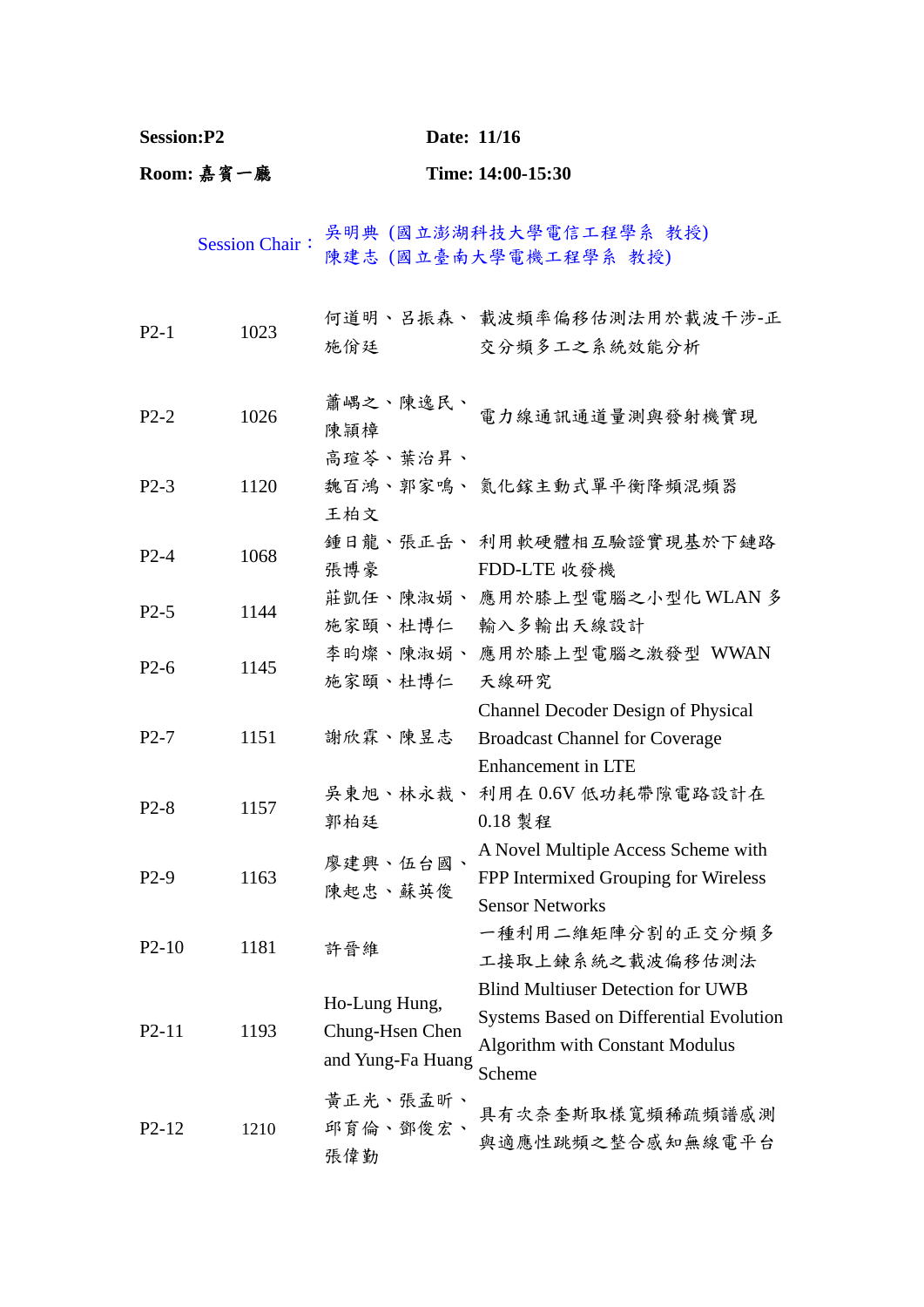**Session:P2** **Date: 11/16**

**Room: 嘉賓一廳** **Time: 14:00-15:30**

Session Chair：吳明典 (國立澎湖科技大學電信工程學系 教授)
陳建志 (國立臺南大學電機工程學系 教授)

| | | | |
|---|---|---|---|
| P2-1 | 1023 | 何道明、呂振森、施佾廷 | 載波頻率偏移估測法用於載波干涉-正交分頻多工之系統效能分析 |
| P2-2 | 1026 | 蕭嵎之、陳逸民、陳頴樟 | 電力線通訊通道量測與發射機實現 |
| P2-3 | 1120 | 高瑄苓、葉治昇、魏百鴻、郭家鳴、王柏文 | 氮化鎵主動式單平衡降頻混頻器 |
| P2-4 | 1068 | 鍾日龍、張正岳、張博豪 | 利用軟硬體相互驗證實現基於下鏈路 FDD-LTE 收發機 |
| P2-5 | 1144 | 莊凱任、陳淑娟、施家頤、杜博仁 | 應用於膝上型電腦之小型化 WLAN 多輸入多輸出天線設計 |
| P2-6 | 1145 | 李昀燦、陳淑娟、施家頤、杜博仁 | 應用於膝上型電腦之激發型 WWAN 天線研究 |
| P2-7 | 1151 | 謝欣霖、陳昱志 | Channel Decoder Design of Physical Broadcast Channel for Coverage Enhancement in LTE |
| P2-8 | 1157 | 吳東旭、林永裁、郭柏廷 | 利用在 0.6V 低功耗帶隙電路設計在 0.18 製程 |
| P2-9 | 1163 | 廖建興、伍台國、陳起忠、蘇英俊 | A Novel Multiple Access Scheme with FPP Intermixed Grouping for Wireless Sensor Networks |
| P2-10 | 1181 | 許晉維 | 一種利用二維矩陣分割的正交分頻多工接取上鍊系統之載波偏移估測法 |
| P2-11 | 1193 | Ho-Lung Hung, Chung-Hsen Chen and Yung-Fa Huang | Blind Multiuser Detection for UWB Systems Based on Differential Evolution Algorithm with Constant Modulus Scheme |
| P2-12 | 1210 | 黃正光、張孟昕、邱育倫、鄧俊宏、張偉勤 | 具有次奈奎斯取樣寬頻稀疏頻譜感測與適應性跳頻之整合感知無線電平台 |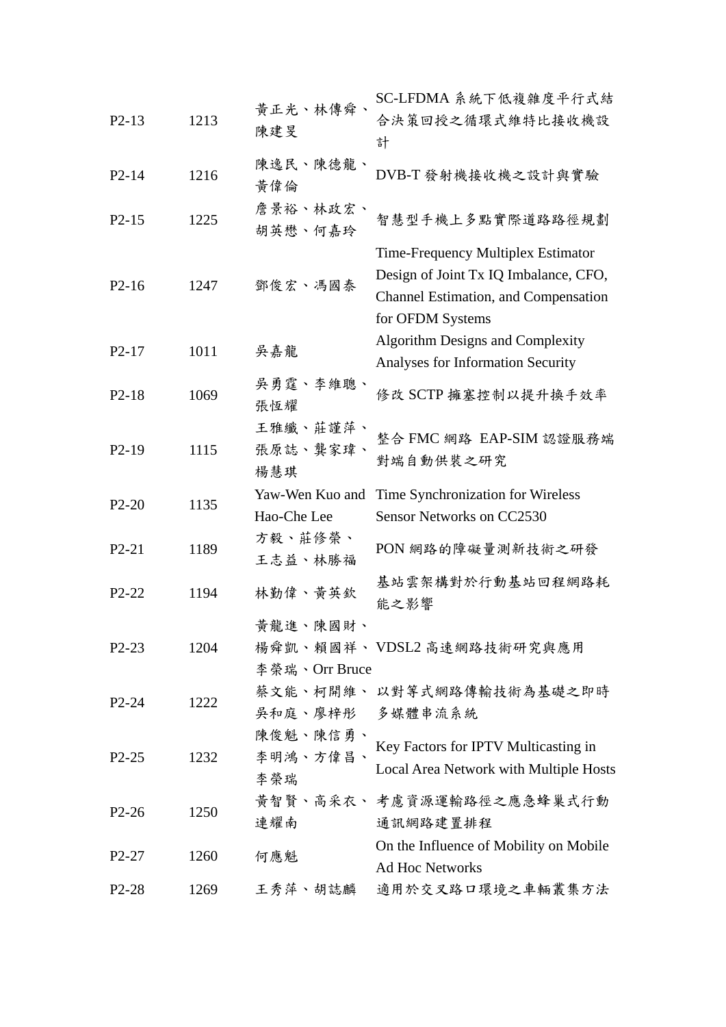| | | | |
|---|---|---|---|
| P2-13 | 1213 | 黃正光、林傳舜、陳建旻 | SC-LFDMA 系統下低複雜度平行式結合決策回授之循環式維特比接收機設計 |
| P2-14 | 1216 | 陳逸民、陳德龍、黃偉倫 | DVB-T 發射機接收機之設計與實驗 |
| P2-15 | 1225 | 詹景裕、林政宏、胡英懋、何嘉玲 | 智慧型手機上多點實際道路路徑規劃 |
| P2-16 | 1247 | 鄧俊宏、馮國泰 | Time-Frequency Multiplex Estimator Design of Joint Tx IQ Imbalance, CFO, Channel Estimation, and Compensation for OFDM Systems |
| P2-17 | 1011 | 吳嘉龍 | Algorithm Designs and Complexity Analyses for Information Security |
| P2-18 | 1069 | 吳勇霆、李維聰、張恆耀 | 修改 SCTP 擁塞控制以提升換手效率 |
| P2-19 | 1115 | 王雅纖、莊謹萍、張原誌、龔家瑋、楊慧琪 | 整合 FMC 網路 EAP-SIM 認證服務端對端自動供裝之研究 |
| P2-20 | 1135 | Yaw-Wen Kuo and Hao-Che Lee | Time Synchronization for Wireless Sensor Networks on CC2530 |
| P2-21 | 1189 | 方毅、莊修榮、王志益、林勝福 | PON 網路的障礙量測新技術之研發 |
| P2-22 | 1194 | 林勤偉、黃英欽 | 基站雲架構對於行動基站回程網路耗能之影響 |
| P2-23 | 1204 | 黃龍進、陳國財、楊舜凱、賴國祥、李榮瑞、Orr Bruce | VDSL2 高速網路技術研究與應用 |
| P2-24 | 1222 | 蔡文能、柯開維、吳和庭、廖梓彤 | 以對等式網路傳輸技術為基礎之即時多媒體串流系統 |
| P2-25 | 1232 | 陳俊魁、陳信勇、李明鴻、方偉昌、李榮瑞 | Key Factors for IPTV Multicasting in Local Area Network with Multiple Hosts |
| P2-26 | 1250 | 黃智賢、高采衣、連耀南 | 考慮資源運輸路徑之應急蜂巢式行動通訊網路建置排程 |
| P2-27 | 1260 | 何應魁 | On the Influence of Mobility on Mobile Ad Hoc Networks |
| P2-28 | 1269 | 王秀萍、胡誌麟 | 適用於交叉路口環境之車輛叢集方法 |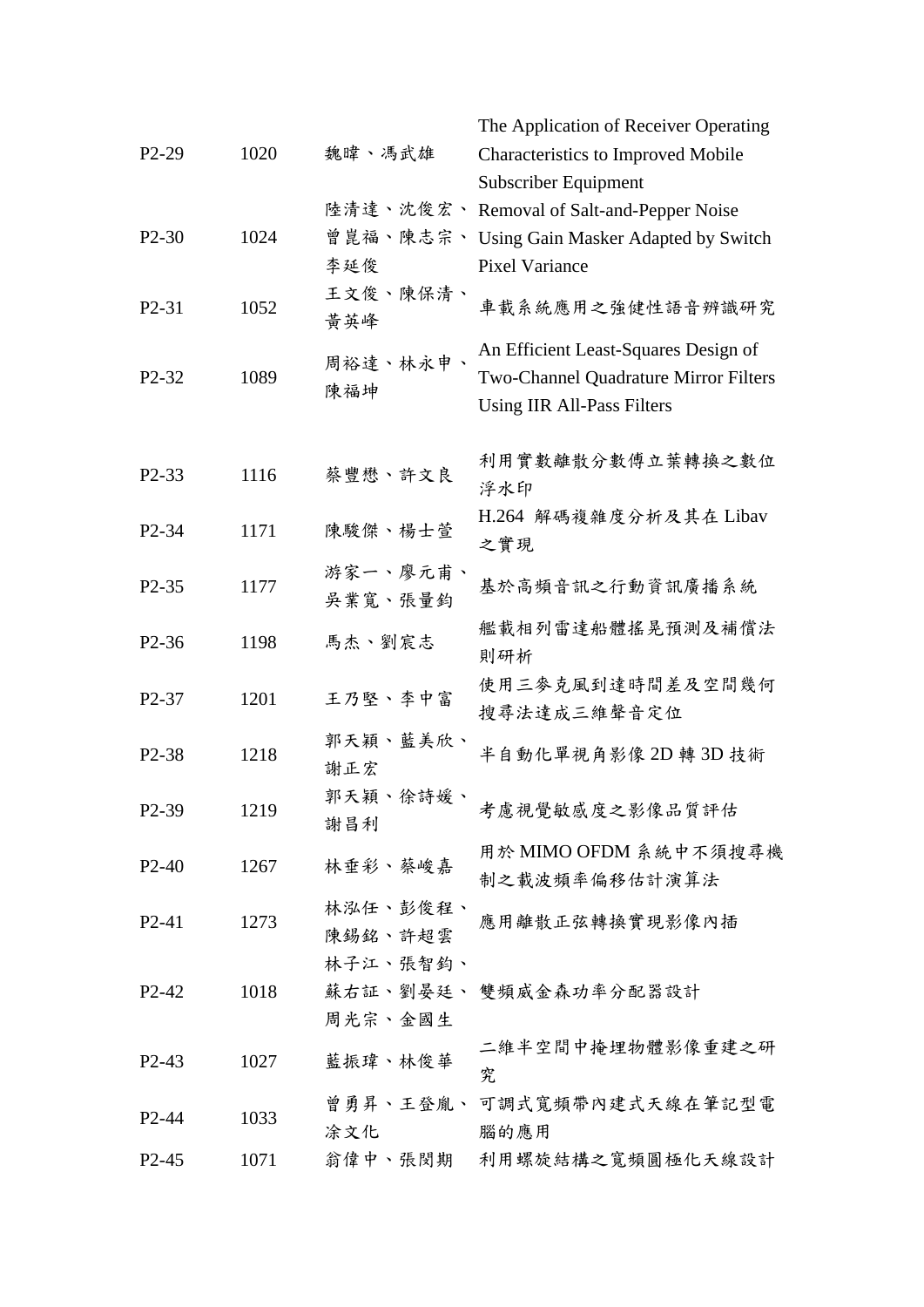| | | | |
|---|---|---|---|
| P2-29 | 1020 | 魏暐、馮武雄 | The Application of Receiver Operating Characteristics to Improved Mobile Subscriber Equipment |
| P2-30 | 1024 | 陸清達、沈俊宏、曾崑福、陳志宗、李延俊 | Removal of Salt-and-Pepper Noise Using Gain Masker Adapted by Switch Pixel Variance |
| P2-31 | 1052 | 王文俊、陳保清、黃英峰 | 車載系統應用之強健性語音辨識研究 |
| P2-32 | 1089 | 周裕達、林永申、陳福坤 | An Efficient Least-Squares Design of Two-Channel Quadrature Mirror Filters Using IIR All-Pass Filters |
| P2-33 | 1116 | 蔡豐懋、許文良 | 利用實數離散分數傅立葉轉換之數位浮水印 |
| P2-34 | 1171 | 陳駿傑、楊士萱 | H.264 解碼複雜度分析及其在 Libav 之實現 |
| P2-35 | 1177 | 游家一、廖元甫、吳業寬、張量鈞 | 基於高頻音訊之行動資訊廣播系統 |
| P2-36 | 1198 | 馬杰、劉宸志 | 艦載相列雷達船體搖晃預測及補償法則研析 |
| P2-37 | 1201 | 王乃堅、李中富 | 使用三麥克風到達時間差及空間幾何搜尋法達成三維聲音定位 |
| P2-38 | 1218 | 郭天穎、藍美欣、謝正宏 | 半自動化單視角影像 2D 轉 3D 技術 |
| P2-39 | 1219 | 郭天穎、徐詩媛、謝昌利 | 考慮視覺敏感度之影像品質評估 |
| P2-40 | 1267 | 林垂彩、蔡峻嘉 | 用於 MIMO OFDM 系統中不須搜尋機制之載波頻率偏移估計演算法 |
| P2-41 | 1273 | 林泓任、彭俊程、陳錫銘、許超雲 | 應用離散正弦轉換實現影像內插 |
| P2-42 | 1018 | 林子江、張智鈞、蘇右証、劉晏廷、周光宗、金國生 | 雙頻威金森功率分配器設計 |
| P2-43 | 1027 | 藍振瑋、林俊華 | 二維半空間中掩埋物體影像重建之研究 |
| P2-44 | 1033 | 曾勇昇、王登胤、凃文化 | 可調式寬頻帶內建式天線在筆記型電腦的應用 |
| P2-45 | 1071 | 翁偉中、張閔期 | 利用螺旋結構之寬頻圓極化天線設計 |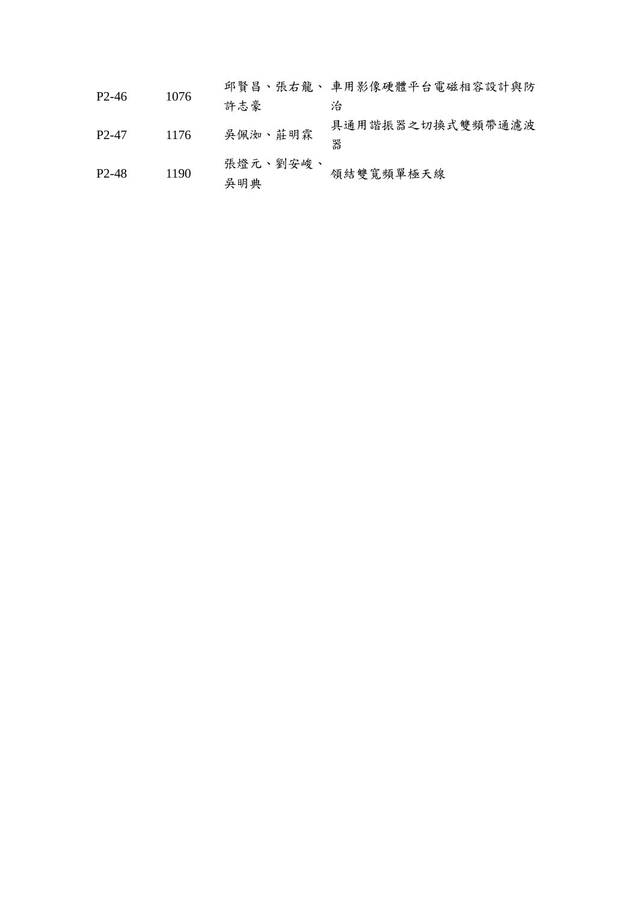| | | | |
|---|---|---|---|
| P2-46 | 1076 | 邱賢昌、張右龍、許志豪 | 車用影像硬體平台電磁相容設計與防治 |
| P2-47 | 1176 | 吳佩洳、莊明霖 | 具通用諧振器之切換式雙頻帶通濾波器 |
| P2-48 | 1190 | 張燈元、劉安峻、吳明典 | 領結雙寬頻單極天線 |